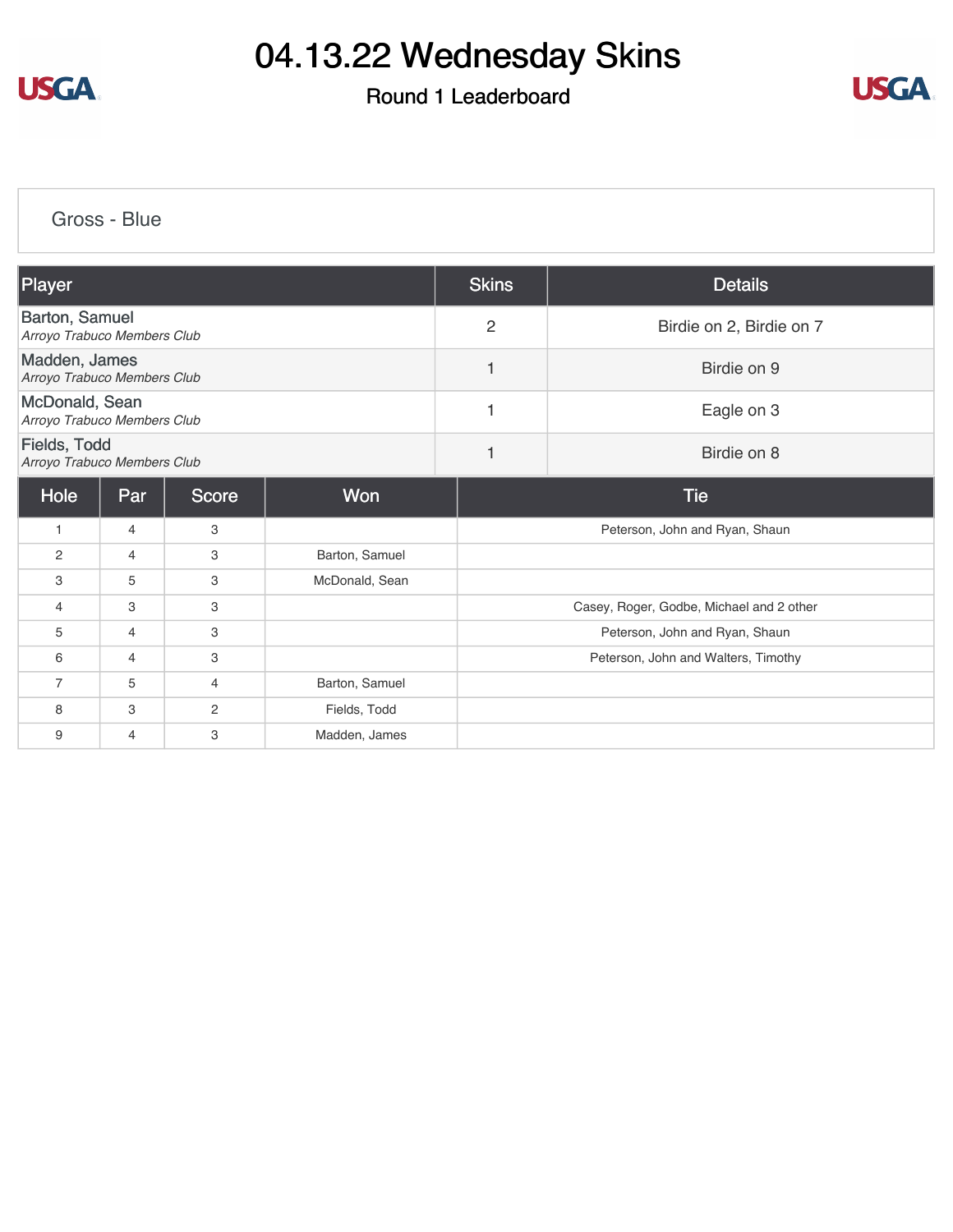# 04.13.22 Wednesday Skins

## Round 1 Leaderboard

### Gross - Blue

| Player | Skins | Details |
|---|---|---|
| Barton, Samuel<br>*Arroyo Trabuco Members Club* | 2 | Birdie on 2, Birdie on 7 |
| Madden, James<br>*Arroyo Trabuco Members Club* | 1 | Birdie on 9 |
| McDonald, Sean<br>*Arroyo Trabuco Members Club* | 1 | Eagle on 3 |
| Fields, Todd<br>*Arroyo Trabuco Members Club* | 1 | Birdie on 8 |

| Hole | Par | Score | Won | Tie |
|---|---|---|---|---|
| 1 | 4 | 3 | | Peterson, John and Ryan, Shaun |
| 2 | 4 | 3 | Barton, Samuel | |
| 3 | 5 | 3 | McDonald, Sean | |
| 4 | 3 | 3 | | Casey, Roger, Godbe, Michael and 2 other |
| 5 | 4 | 3 | | Peterson, John and Ryan, Shaun |
| 6 | 4 | 3 | | Peterson, John and Walters, Timothy |
| 7 | 5 | 4 | Barton, Samuel | |
| 8 | 3 | 2 | Fields, Todd | |
| 9 | 4 | 3 | Madden, James | |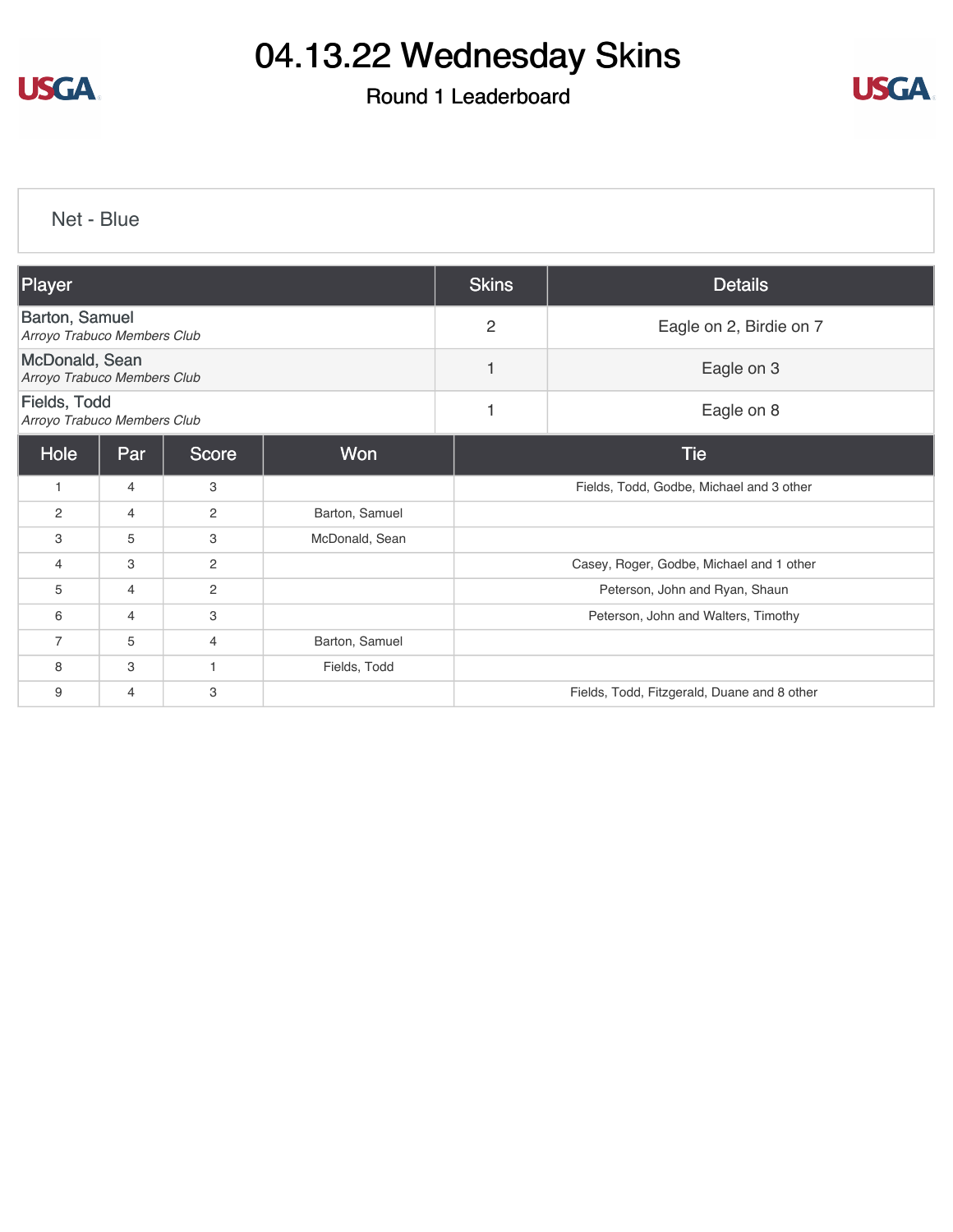# 04.13.22 Wednesday Skins

## Round 1 Leaderboard

### Net - Blue

| Player | Skins | Details |
|---|---|---|
| Barton, Samuel<br>*Arroyo Trabuco Members Club* | 2 | Eagle on 2, Birdie on 7 |
| McDonald, Sean<br>*Arroyo Trabuco Members Club* | 1 | Eagle on 3 |
| Fields, Todd<br>*Arroyo Trabuco Members Club* | 1 | Eagle on 8 |

| Hole | Par | Score | Won | Tie |
|---|---|---|---|---|
| 1 | 4 | 3 | | Fields, Todd, Godbe, Michael and 3 other |
| 2 | 4 | 2 | Barton, Samuel | |
| 3 | 5 | 3 | McDonald, Sean | |
| 4 | 3 | 2 | | Casey, Roger, Godbe, Michael and 1 other |
| 5 | 4 | 2 | | Peterson, John and Ryan, Shaun |
| 6 | 4 | 3 | | Peterson, John and Walters, Timothy |
| 7 | 5 | 4 | Barton, Samuel | |
| 8 | 3 | 1 | Fields, Todd | |
| 9 | 4 | 3 | | Fields, Todd, Fitzgerald, Duane and 8 other |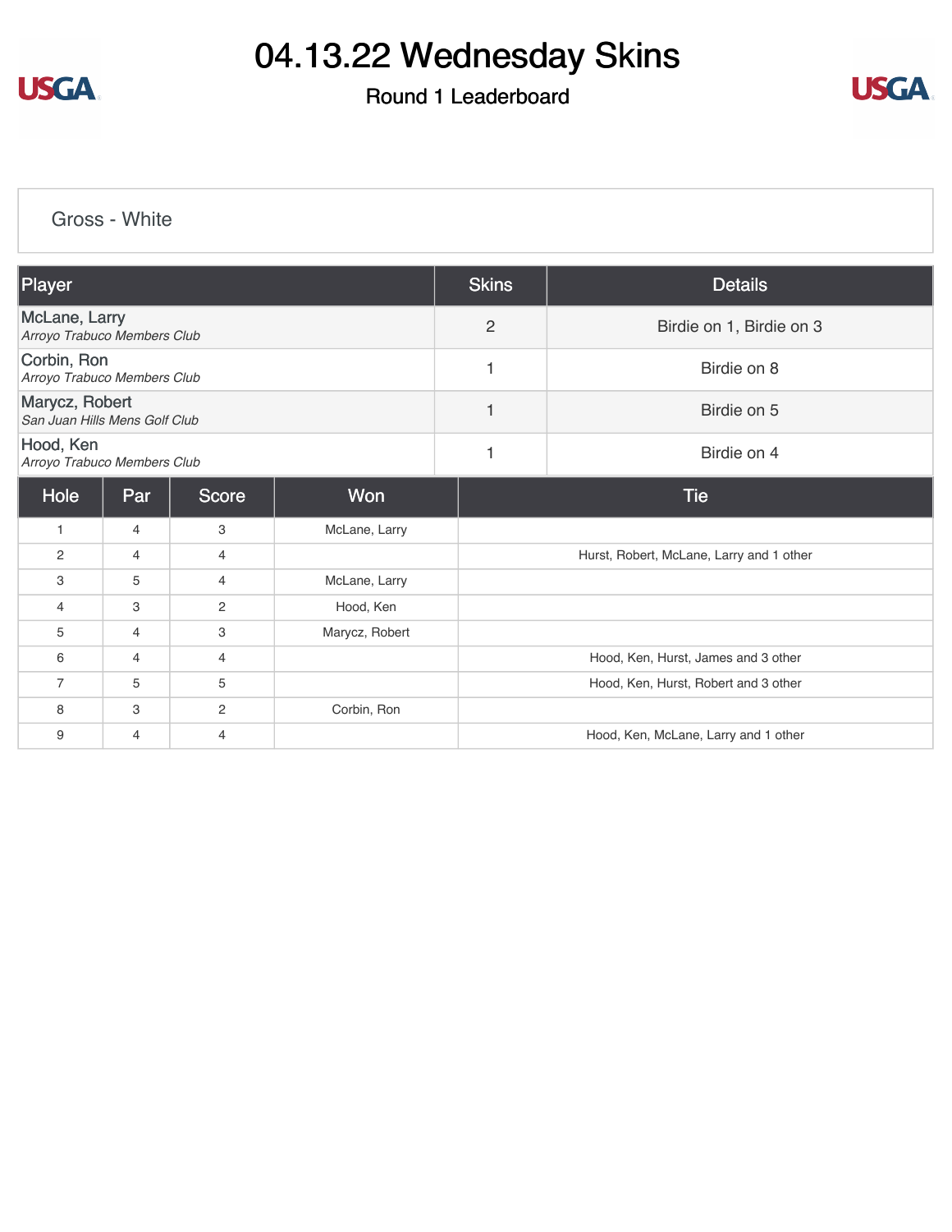# 04.13.22 Wednesday Skins

## Round 1 Leaderboard

### Gross - White

| Player | Skins | Details |
| --- | --- | --- |
| McLane, Larry<br>*Arroyo Trabuco Members Club* | 2 | Birdie on 1, Birdie on 3 |
| Corbin, Ron<br>*Arroyo Trabuco Members Club* | 1 | Birdie on 8 |
| Marycz, Robert<br>*San Juan Hills Mens Golf Club* | 1 | Birdie on 5 |
| Hood, Ken<br>*Arroyo Trabuco Members Club* | 1 | Birdie on 4 |

| Hole | Par | Score | Won | Tie |
| --- | --- | --- | --- | --- |
| 1 | 4 | 3 | McLane, Larry | |
| 2 | 4 | 4 | | Hurst, Robert, McLane, Larry and 1 other |
| 3 | 5 | 4 | McLane, Larry | |
| 4 | 3 | 2 | Hood, Ken | |
| 5 | 4 | 3 | Marycz, Robert | |
| 6 | 4 | 4 | | Hood, Ken, Hurst, James and 3 other |
| 7 | 5 | 5 | | Hood, Ken, Hurst, Robert and 3 other |
| 8 | 3 | 2 | Corbin, Ron | |
| 9 | 4 | 4 | | Hood, Ken, McLane, Larry and 1 other |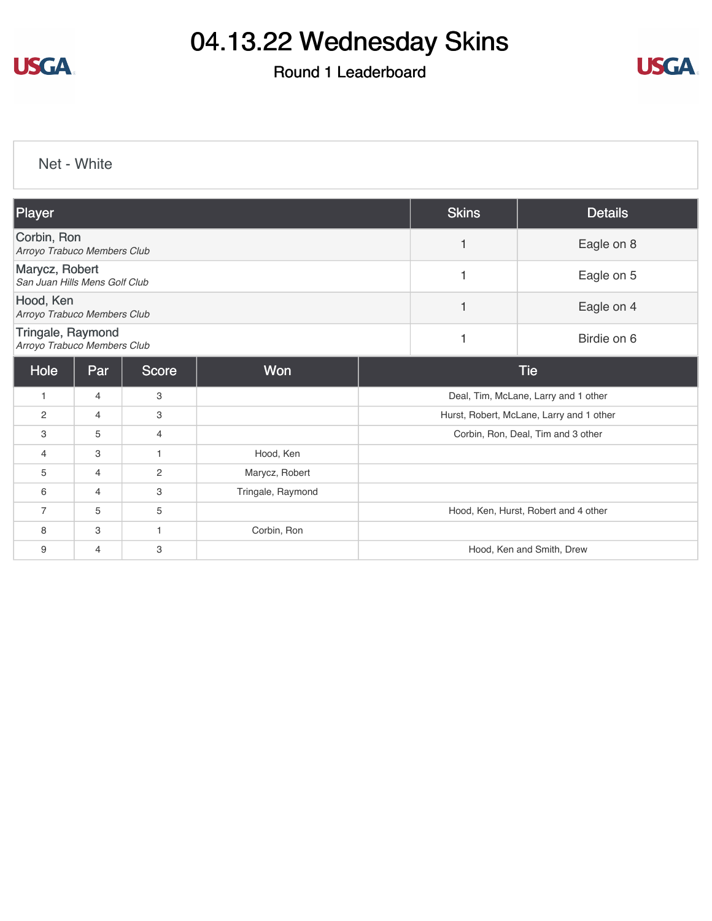# 04.13.22 Wednesday Skins

## Round 1 Leaderboard

### Net - White

| Player | Skins | Details |
|---|---|---|
| Corbin, Ron<br>*Arroyo Trabuco Members Club* | 1 | Eagle on 8 |
| Marycz, Robert<br>*San Juan Hills Mens Golf Club* | 1 | Eagle on 5 |
| Hood, Ken<br>*Arroyo Trabuco Members Club* | 1 | Eagle on 4 |
| Tringale, Raymond<br>*Arroyo Trabuco Members Club* | 1 | Birdie on 6 |

| Hole | Par | Score | Won | Tie |
|---|---|---|---|---|
| 1 | 4 | 3 | | Deal, Tim, McLane, Larry and 1 other |
| 2 | 4 | 3 | | Hurst, Robert, McLane, Larry and 1 other |
| 3 | 5 | 4 | | Corbin, Ron, Deal, Tim and 3 other |
| 4 | 3 | 1 | Hood, Ken | |
| 5 | 4 | 2 | Marycz, Robert | |
| 6 | 4 | 3 | Tringale, Raymond | |
| 7 | 5 | 5 | | Hood, Ken, Hurst, Robert and 4 other |
| 8 | 3 | 1 | Corbin, Ron | |
| 9 | 4 | 3 | | Hood, Ken and Smith, Drew |